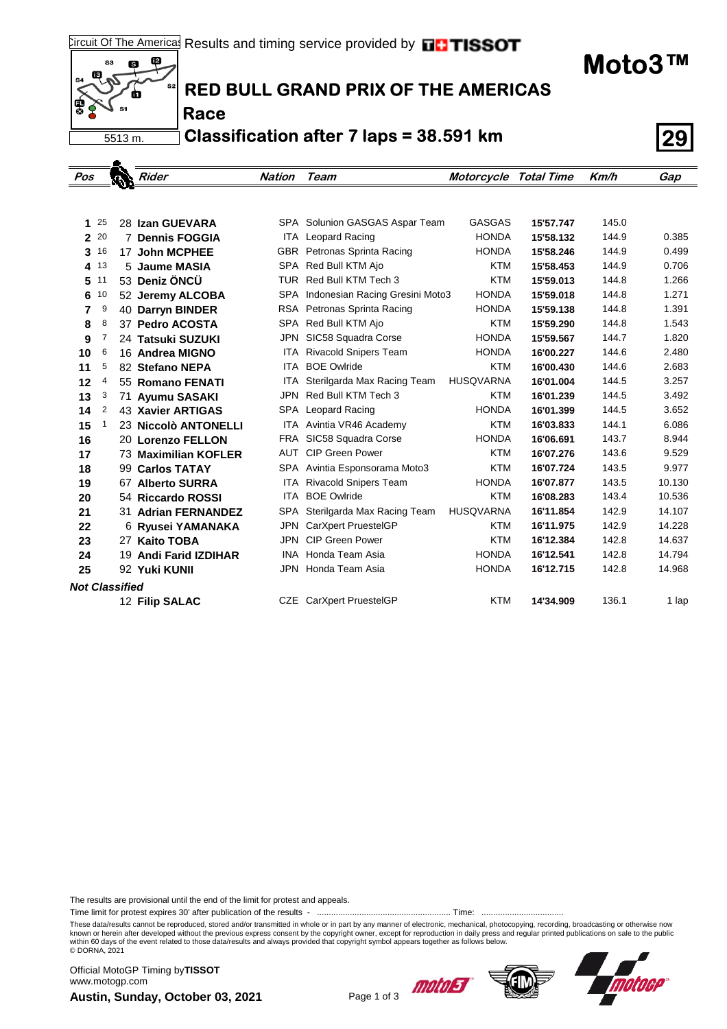Circuit Of The Americas Results and timing service provided by TISSOT

5513 m.

# Moto3™

## RED BULL GRAND PRIX OF THE AMERICAS

### Race

### Classification after 7 laps = 38.591 km

**29**

| Pos | Points | Rider | Nation | Team | Motorcycle | Total Time | Km/h | Gap |
|---|---|---|---|---|---|---|---|---|
| 1 | 25 | 28 **Izan GUEVARA** | SPA | Solunion GASGAS Aspar Team | GASGAS | **15'57.747** | 145.0 | |
| 2 | 20 | 7 **Dennis FOGGIA** | ITA | Leopard Racing | HONDA | **15'58.132** | 144.9 | 0.385 |
| 3 | 16 | 17 **John MCPHEE** | GBR | Petronas Sprinta Racing | HONDA | **15'58.246** | 144.9 | 0.499 |
| 4 | 13 | 5 **Jaume MASIA** | SPA | Red Bull KTM Ajo | KTM | **15'58.453** | 144.9 | 0.706 |
| 5 | 11 | 53 **Deniz ÖNCÜ** | TUR | Red Bull KTM Tech 3 | KTM | **15'59.013** | 144.8 | 1.266 |
| 6 | 10 | 52 **Jeremy ALCOBA** | SPA | Indonesian Racing Gresini Moto3 | HONDA | **15'59.018** | 144.8 | 1.271 |
| 7 | 9 | 40 **Darryn BINDER** | RSA | Petronas Sprinta Racing | HONDA | **15'59.138** | 144.8 | 1.391 |
| 8 | 8 | 37 **Pedro ACOSTA** | SPA | Red Bull KTM Ajo | KTM | **15'59.290** | 144.8 | 1.543 |
| 9 | 7 | 24 **Tatsuki SUZUKI** | JPN | SIC58 Squadra Corse | HONDA | **15'59.567** | 144.7 | 1.820 |
| 10 | 6 | 16 **Andrea MIGNO** | ITA | Rivacold Snipers Team | HONDA | **16'00.227** | 144.6 | 2.480 |
| 11 | 5 | 82 **Stefano NEPA** | ITA | BOE Owlride | KTM | **16'00.430** | 144.6 | 2.683 |
| 12 | 4 | 55 **Romano FENATI** | ITA | Sterilgarda Max Racing Team | HUSQVARNA | **16'01.004** | 144.5 | 3.257 |
| 13 | 3 | 71 **Ayumu SASAKI** | JPN | Red Bull KTM Tech 3 | KTM | **16'01.239** | 144.5 | 3.492 |
| 14 | 2 | 43 **Xavier ARTIGAS** | SPA | Leopard Racing | HONDA | **16'01.399** | 144.5 | 3.652 |
| 15 | 1 | 23 **Niccolò ANTONELLI** | ITA | Avintia VR46 Academy | KTM | **16'03.833** | 144.1 | 6.086 |
| 16 | | 20 **Lorenzo FELLON** | FRA | SIC58 Squadra Corse | HONDA | **16'06.691** | 143.7 | 8.944 |
| 17 | | 73 **Maximilian KOFLER** | AUT | CIP Green Power | KTM | **16'07.276** | 143.6 | 9.529 |
| 18 | | 99 **Carlos TATAY** | SPA | Avintia Esponsorama Moto3 | KTM | **16'07.724** | 143.5 | 9.977 |
| 19 | | 67 **Alberto SURRA** | ITA | Rivacold Snipers Team | HONDA | **16'07.877** | 143.5 | 10.130 |
| 20 | | 54 **Riccardo ROSSI** | ITA | BOE Owlride | KTM | **16'08.283** | 143.4 | 10.536 |
| 21 | | 31 **Adrian FERNANDEZ** | SPA | Sterilgarda Max Racing Team | HUSQVARNA | **16'11.854** | 142.9 | 14.107 |
| 22 | | 6 **Ryusei YAMANAKA** | JPN | CarXpert PruestelGP | KTM | **16'11.975** | 142.9 | 14.228 |
| 23 | | 27 **Kaito TOBA** | JPN | CIP Green Power | KTM | **16'12.384** | 142.8 | 14.637 |
| 24 | | 19 **Andi Farid IZDIHAR** | INA | Honda Team Asia | HONDA | **16'12.541** | 142.8 | 14.794 |
| 25 | | 92 **Yuki KUNII** | JPN | Honda Team Asia | HONDA | **16'12.715** | 142.8 | 14.968 |
| ***Not Classified*** | | | | | | | | |
| | | 12 **Filip SALAC** | CZE | CarXpert PruestelGP | KTM | **14'34.909** | 136.1 | 1 lap |

The results are provisional until the end of the limit for protest and appeals.

Time limit for protest expires 30' after publication of the results - ......................................................... Time: ..................................

These data/results cannot be reproduced, stored and/or transmitted in whole or in part by any manner of electronic, mechanical, photocopying, recording, broadcasting or otherwise now known or herein after developed without the previous express consent by the copyright owner, except for reproduction in daily press and regular printed publications on sale to the public within 60 days of the event related to those data/results and always provided that copyright symbol appears together as follows below.
© DORNA, 2021

Official MotoGP Timing by **TISSOT**
www.motogp.com

**Austin, Sunday, October 03, 2021**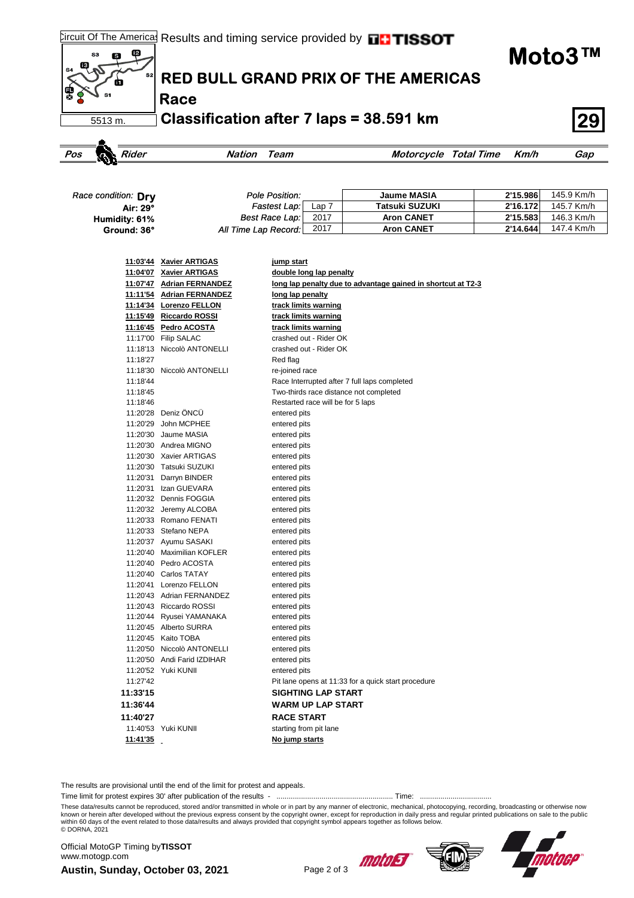Circuit Of The Americas Results and timing service provided by TISSOT

# Moto3™

## RED BULL GRAND PRIX OF THE AMERICAS

### Race

### Classification after 7 laps = 38.591 km

5513 m.

29

| Pos | Rider | Nation | Team | Motorcycle | Total Time | Km/h | Gap |
|---|---|---|---|---|---|---|---|

Race condition: **Dry**
**Air: 29°**
**Humidity: 61%**
**Ground: 36°**

| | | | | |
|---|---|---|---|---|
| Pole Position: | | Jaume MASIA | 2'15.986 | 145.9 Km/h |
| Fastest Lap: | Lap 7 | Tatsuki SUZUKI | 2'16.172 | 145.7 Km/h |
| Best Race Lap: | 2017 | Aron CANET | 2'15.583 | 146.3 Km/h |
| All Time Lap Record: | 2017 | Aron CANET | 2'14.644 | 147.4 Km/h |

| Time | Rider | Event |
|---|---|---|
| **11:03'44** | **Xavier ARTIGAS** | **jump start** |
| **11:04'07** | **Xavier ARTIGAS** | **double long lap penalty** |
| **11:07'47** | **Adrian FERNANDEZ** | **long lap penalty due to advantage gained in shortcut at T2-3** |
| **11:11'54** | **Adrian FERNANDEZ** | **long lap penalty** |
| **11:14'34** | **Lorenzo FELLON** | **track limits warning** |
| **11:15'49** | **Riccardo ROSSI** | **track limits warning** |
| **11:16'45** | **Pedro ACOSTA** | **track limits warning** |
| 11:17'00 | Filip SALAC | crashed out - Rider OK |
| 11:18'13 | Niccolò ANTONELLI | crashed out - Rider OK |
| 11:18'27 | | Red flag |
| 11:18'30 | Niccolò ANTONELLI | re-joined race |
| 11:18'44 | | Race Interrupted after 7 full laps completed |
| 11:18'45 | | Two-thirds race distance not completed |
| 11:18'46 | | Restarted race will be for 5 laps |
| 11:20'28 | Deniz ÖNCÜ | entered pits |
| 11:20'29 | John MCPHEE | entered pits |
| 11:20'30 | Jaume MASIA | entered pits |
| 11:20'30 | Andrea MIGNO | entered pits |
| 11:20'30 | Xavier ARTIGAS | entered pits |
| 11:20'30 | Tatsuki SUZUKI | entered pits |
| 11:20'31 | Darryn BINDER | entered pits |
| 11:20'31 | Izan GUEVARA | entered pits |
| 11:20'32 | Dennis FOGGIA | entered pits |
| 11:20'32 | Jeremy ALCOBA | entered pits |
| 11:20'33 | Romano FENATI | entered pits |
| 11:20'33 | Stefano NEPA | entered pits |
| 11:20'37 | Ayumu SASAKI | entered pits |
| 11:20'40 | Maximilian KOFLER | entered pits |
| 11:20'40 | Pedro ACOSTA | entered pits |
| 11:20'40 | Carlos TATAY | entered pits |
| 11:20'41 | Lorenzo FELLON | entered pits |
| 11:20'43 | Adrian FERNANDEZ | entered pits |
| 11:20'43 | Riccardo ROSSI | entered pits |
| 11:20'44 | Ryusei YAMANAKA | entered pits |
| 11:20'45 | Alberto SURRA | entered pits |
| 11:20'45 | Kaito TOBA | entered pits |
| 11:20'50 | Niccolò ANTONELLI | entered pits |
| 11:20'50 | Andi Farid IZDIHAR | entered pits |
| 11:20'52 | Yuki KUNII | entered pits |
| 11:27'42 | | Pit lane opens at 11:33 for a quick start procedure |
| **11:33'15** | | **SIGHTING LAP START** |
| **11:36'44** | | **WARM UP LAP START** |
| **11:40'27** | | **RACE START** |
| 11:40'53 | Yuki KUNII | starting from pit lane |
| **11:41'35** | | **No jump starts** |

The results are provisional until the end of the limit for protest and appeals.

Time limit for protest expires 30' after publication of the results - ........................................................ Time: ..................................

These data/results cannot be reproduced, stored and/or transmitted in whole or in part by any manner of electronic, mechanical, photocopying, recording, broadcasting or otherwise now known or herein after developed without the previous express consent by the copyright owner, except for reproduction in daily press and regular printed publications on sale to the public within 60 days of the event related to those data/results and always provided that copyright symbol appears together as follows below.
© DORNA, 2021

Official MotoGP Timing by **TISSOT**
www.motogp.com

**Austin, Sunday, October 03, 2021**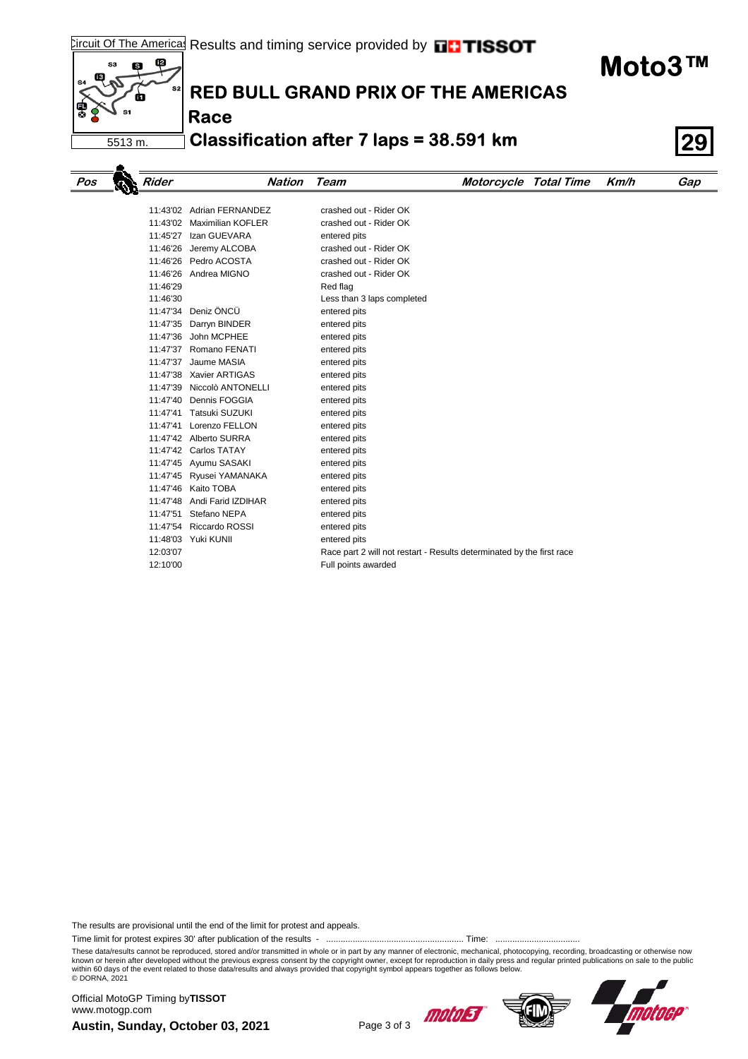Circuit Of The Americas Results and timing service provided by TISSOT

# Moto3™

## RED BULL GRAND PRIX OF THE AMERICAS

### Race

### Classification after 7 laps = 38.591 km

5513 m.

29

| Pos | Rider | Nation | Team | Motorcycle | Total Time | Km/h | Gap |
|---|---|---|---|---|---|---|---|
| | 11:43'02 Adrian FERNANDEZ | | crashed out - Rider OK | | | | |
| | 11:43'02 Maximilian KOFLER | | crashed out - Rider OK | | | | |
| | 11:45'27 Izan GUEVARA | | entered pits | | | | |
| | 11:46'26 Jeremy ALCOBA | | crashed out - Rider OK | | | | |
| | 11:46'26 Pedro ACOSTA | | crashed out - Rider OK | | | | |
| | 11:46'26 Andrea MIGNO | | crashed out - Rider OK | | | | |
| | 11:46'29 | | Red flag | | | | |
| | 11:46'30 | | Less than 3 laps completed | | | | |
| | 11:47'34 Deniz ÖNCÜ | | entered pits | | | | |
| | 11:47'35 Darryn BINDER | | entered pits | | | | |
| | 11:47'36 John MCPHEE | | entered pits | | | | |
| | 11:47'37 Romano FENATI | | entered pits | | | | |
| | 11:47'37 Jaume MASIA | | entered pits | | | | |
| | 11:47'38 Xavier ARTIGAS | | entered pits | | | | |
| | 11:47'39 Niccolò ANTONELLI | | entered pits | | | | |
| | 11:47'40 Dennis FOGGIA | | entered pits | | | | |
| | 11:47'41 Tatsuki SUZUKI | | entered pits | | | | |
| | 11:47'41 Lorenzo FELLON | | entered pits | | | | |
| | 11:47'42 Alberto SURRA | | entered pits | | | | |
| | 11:47'42 Carlos TATAY | | entered pits | | | | |
| | 11:47'45 Ayumu SASAKI | | entered pits | | | | |
| | 11:47'45 Ryusei YAMANAKA | | entered pits | | | | |
| | 11:47'46 Kaito TOBA | | entered pits | | | | |
| | 11:47'48 Andi Farid IZDIHAR | | entered pits | | | | |
| | 11:47'51 Stefano NEPA | | entered pits | | | | |
| | 11:47'54 Riccardo ROSSI | | entered pits | | | | |
| | 11:48'03 Yuki KUNII | | entered pits | | | | |
| | 12:03'07 | | Race part 2 will not restart - Results determinated by the first race | | | | |
| | 12:10'00 | | Full points awarded | | | | |

The results are provisional until the end of the limit for protest and appeals.

Time limit for protest expires 30' after publication of the results - ......................................................... Time: ..................................

These data/results cannot be reproduced, stored and/or transmitted in whole or in part by any manner of electronic, mechanical, photocopying, recording, broadcasting or otherwise now known or herein after developed without the previous express consent by the copyright owner, except for reproduction in daily press and regular printed publications on sale to the public within 60 days of the event related to those data/results and always provided that copyright symbol appears together as follows below.
© DORNA, 2021

Official MotoGP Timing by **TISSOT**
www.motogp.com
**Austin, Sunday, October 03, 2021**